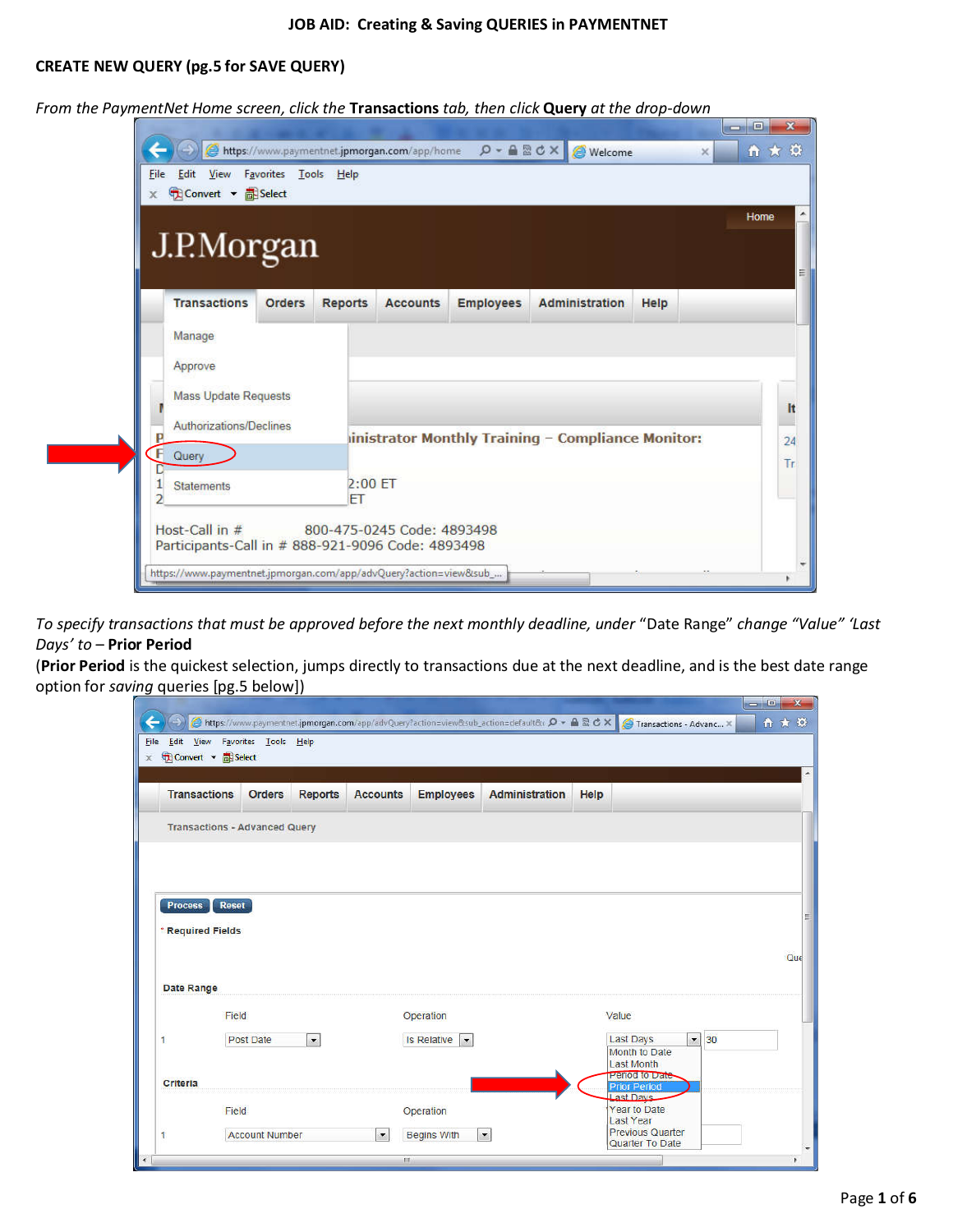# JOB AID: Creating & Saving QUERIES in PAYMENTNET

## CREATE NEW QUERY (pg.5 for SAVE QUERY)

*From the PaymentNet Home screen, click the* **Transactions** *tab, then click* **Query** *at the drop-down*

*To specify transactions that must be approved before the next monthly deadline, under* "Date Range" *change "Value" 'Last Days' to –* **Prior Period**

(**Prior Period** is the quickest selection, jumps directly to transactions due at the next deadline, and is the best date range option for *saving* queries [pg.5 below])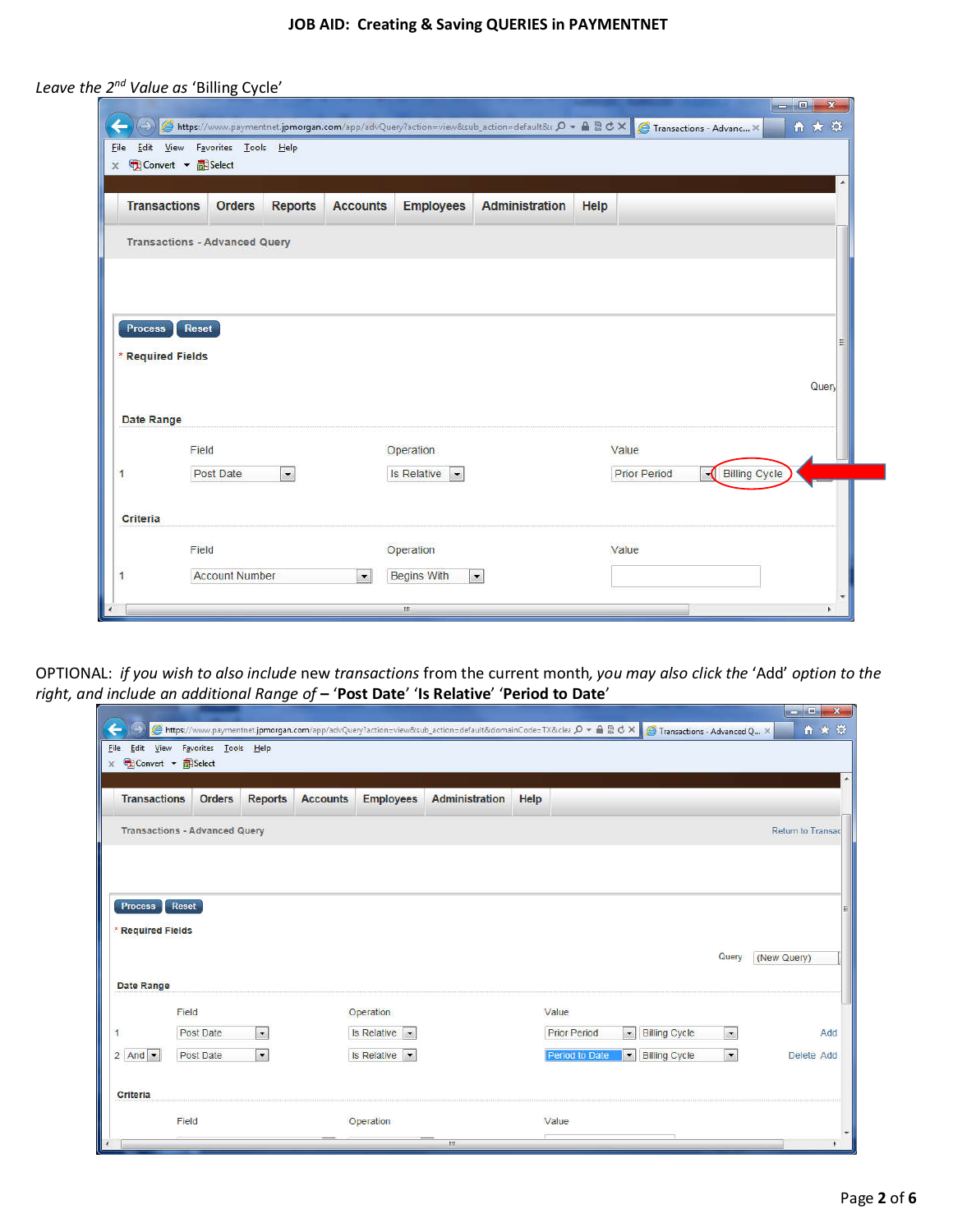*Leave the 2nd Value as* 'Billing Cycle'

Transactions | Orders | Reports | Accounts | Employees | Administration | Help

Transactions - Advanced Query

Process Reset

\* Required Fields

**Date Range**

| | Field | Operation | Value | |
|---|---|---|---|---|
| 1 | Post Date | Is Relative | Prior Period | Billing Cycle |

**Criteria**

| | Field | Operation | Value |
|---|---|---|---|
| 1 | Account Number | Begins With | |

OPTIONAL: *if you wish to also include* new *transactions* from the current month, *you may also click the* 'Add' *option to the right, and include an additional Range of* **– 'Post Date' 'Is Relative' 'Period to Date'**

Transactions | Orders | Reports | Accounts | Employees | Administration | Help

Transactions - Advanced Query — Return to Transac

Process Reset

\* Required Fields

Query (New Query)

**Date Range**

| | | Field | Operation | Value | | |
|---|---|---|---|---|---|---|
| 1 | | Post Date | Is Relative | Prior Period | Billing Cycle | Add |
| 2 | And | Post Date | Is Relative | Period to Date | Billing Cycle | Delete Add |

**Criteria**

| Field | Operation | Value |
|---|---|---|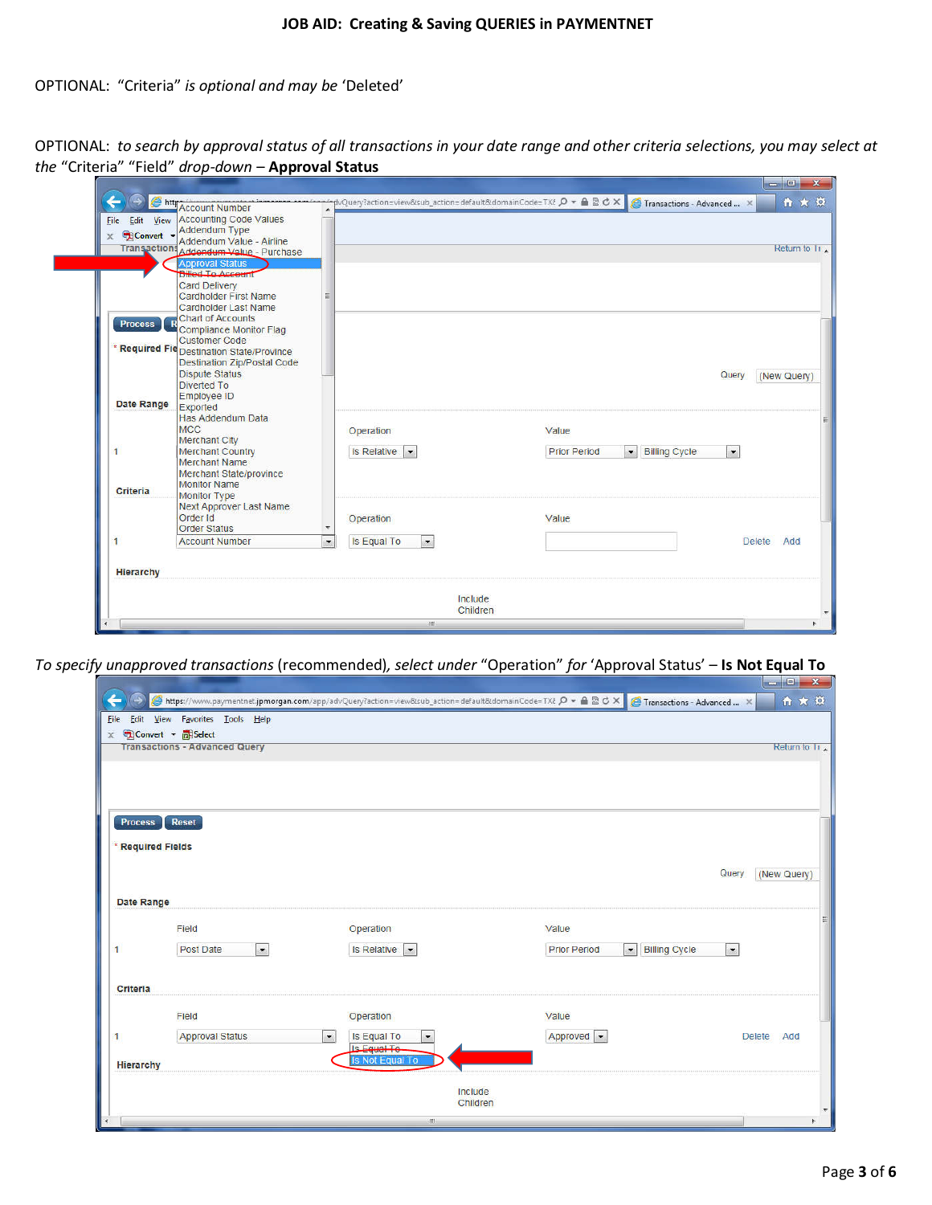OPTIONAL: “Criteria” *is optional and may be* ‘Deleted’

OPTIONAL: *to search by approval status of all transactions in your date range and other criteria selections, you may select at the* “Criteria” “Field” *drop-down* – **Approval Status**

*To specify unapproved transactions* (recommended), *select under* “Operation” *for* ‘Approval Status’ – **Is Not Equal To**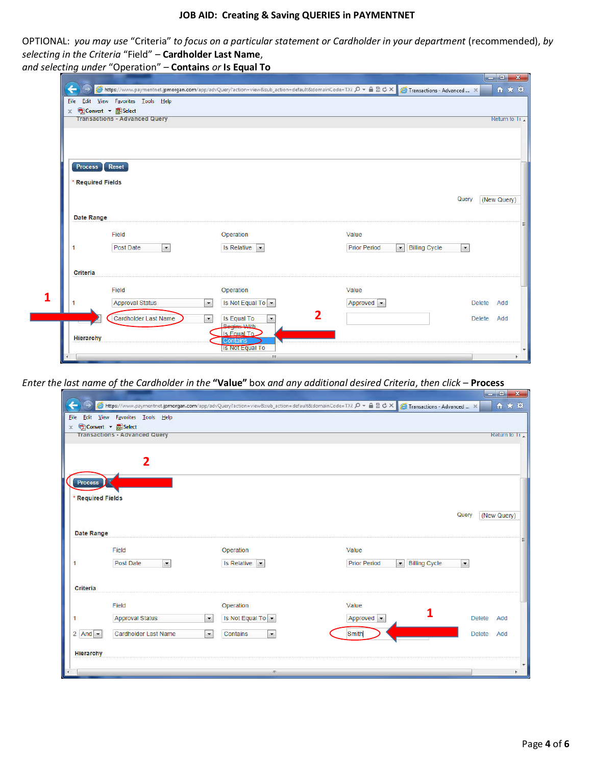**JOB AID: Creating & Saving QUERIES in PAYMENTNET**

OPTIONAL: *you may use* "Criteria" *to focus on a particular statement or Cardholder in your department* (recommended), *by selecting in the Criteria* "Field" – **Cardholder Last Name**, *and selecting under* "Operation" – **Contains** *or* **Is Equal To**

*Enter the last name of the Cardholder in the* **"Value"** box *and any additional desired Criteria, then click* – **Process**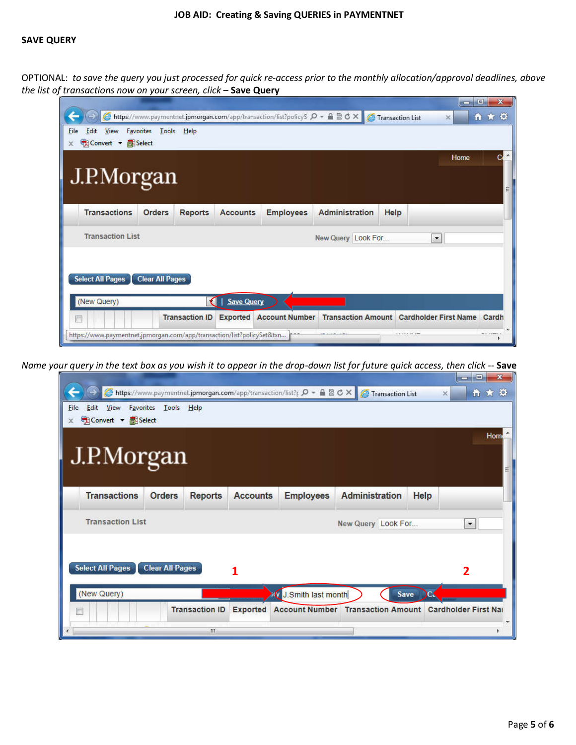**JOB AID: Creating & Saving QUERIES in PAYMENTNET**

**SAVE QUERY**

OPTIONAL: *to save the query you just processed for quick re-access prior to the monthly allocation/approval deadlines, above the list of transactions now on your screen, click –* **Save Query**

*Name your query in the text box as you wish it to appear in the drop-down list for future quick access, then click --* **Save**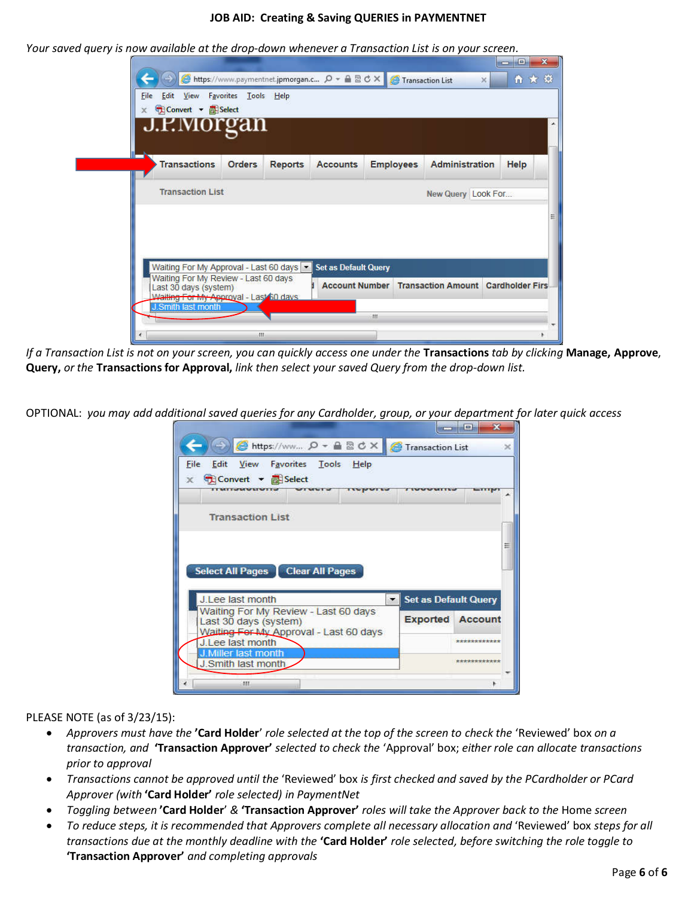**JOB AID: Creating & Saving QUERIES in PAYMENTNET**

*Your saved query is now available at the drop-down whenever a Transaction List is on your screen.*

*If a Transaction List is not on your screen, you can quickly access one under the* **Transactions** *tab by clicking* **Manage, Approve, Query,** *or the* **Transactions for Approval,** *link then select your saved Query from the drop-down list.*

OPTIONAL: *you may add additional saved queries for any Cardholder, group, or your department for later quick access*

PLEASE NOTE (as of 3/23/15):

- *Approvers must have the* **'Card Holder'** *role selected at the top of the screen to check the* 'Reviewed' box *on a transaction, and* **'Transaction Approver'** *selected to check the* 'Approval' box; *either role can allocate transactions prior to approval*
- *Transactions cannot be approved until the* 'Reviewed' box *is first checked and saved by the PCardholder or PCard Approver (with* **'Card Holder'** *role selected) in PaymentNet*
- *Toggling between* **'Card Holder'** & **'Transaction Approver'** *roles will take the Approver back to the* Home screen
- *To reduce steps, it is recommended that Approvers complete all necessary allocation and* 'Reviewed' box *steps for all transactions due at the monthly deadline with the* **'Card Holder'** *role selected, before switching the role toggle to* **'Transaction Approver'** *and completing approvals*